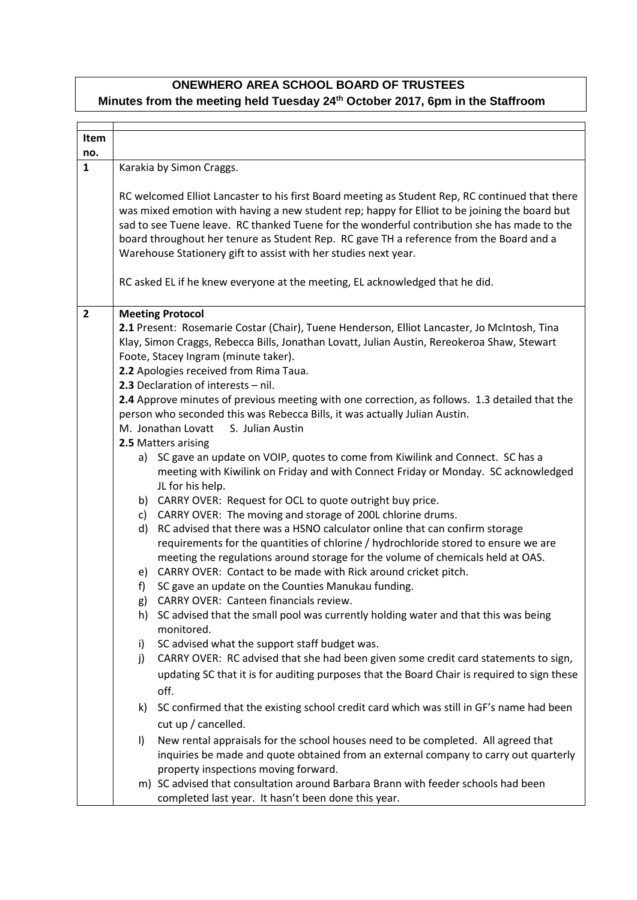# ONEWHERO AREA SCHOOL BOARD OF TRUSTEES

**Minutes from the meeting held Tuesday 24th October 2017, 6pm in the Staffroom**

| Item no. | |
|---|---|
| **1** | Karakia by Simon Craggs.<br><br>RC welcomed Elliot Lancaster to his first Board meeting as Student Rep, RC continued that there was mixed emotion with having a new student rep; happy for Elliot to be joining the board but sad to see Tuene leave. RC thanked Tuene for the wonderful contribution she has made to the board throughout her tenure as Student Rep. RC gave TH a reference from the Board and a Warehouse Stationery gift to assist with her studies next year.<br><br>RC asked EL if he knew everyone at the meeting, EL acknowledged that he did. |
| **2** | **Meeting Protocol**<br>**2.1** Present: Rosemarie Costar (Chair), Tuene Henderson, Elliot Lancaster, Jo McIntosh, Tina Klay, Simon Craggs, Rebecca Bills, Jonathan Lovatt, Julian Austin, Rereokeroa Shaw, Stewart Foote, Stacey Ingram (minute taker).<br>**2.2** Apologies received from Rima Taua.<br>**2.3** Declaration of interests – nil.<br>**2.4** Approve minutes of previous meeting with one correction, as follows. 1.3 detailed that the person who seconded this was Rebecca Bills, it was actually Julian Austin.<br>M. Jonathan Lovatt S. Julian Austin<br>**2.5** Matters arising<br>a) SC gave an update on VOIP, quotes to come from Kiwilink and Connect. SC has a meeting with Kiwilink on Friday and with Connect Friday or Monday. SC acknowledged JL for his help.<br>b) CARRY OVER: Request for OCL to quote outright buy price.<br>c) CARRY OVER: The moving and storage of 200L chlorine drums.<br>d) RC advised that there was a HSNO calculator online that can confirm storage requirements for the quantities of chlorine / hydrochloride stored to ensure we are meeting the regulations around storage for the volume of chemicals held at OAS.<br>e) CARRY OVER: Contact to be made with Rick around cricket pitch.<br>f) SC gave an update on the Counties Manukau funding.<br>g) CARRY OVER: Canteen financials review.<br>h) SC advised that the small pool was currently holding water and that this was being monitored.<br>i) SC advised what the support staff budget was.<br>j) CARRY OVER: RC advised that she had been given some credit card statements to sign, updating SC that it is for auditing purposes that the Board Chair is required to sign these off.<br>k) SC confirmed that the existing school credit card which was still in GF's name had been cut up / cancelled.<br>l) New rental appraisals for the school houses need to be completed. All agreed that inquiries be made and quote obtained from an external company to carry out quarterly property inspections moving forward.<br>m) SC advised that consultation around Barbara Brann with feeder schools had been completed last year. It hasn't been done this year. |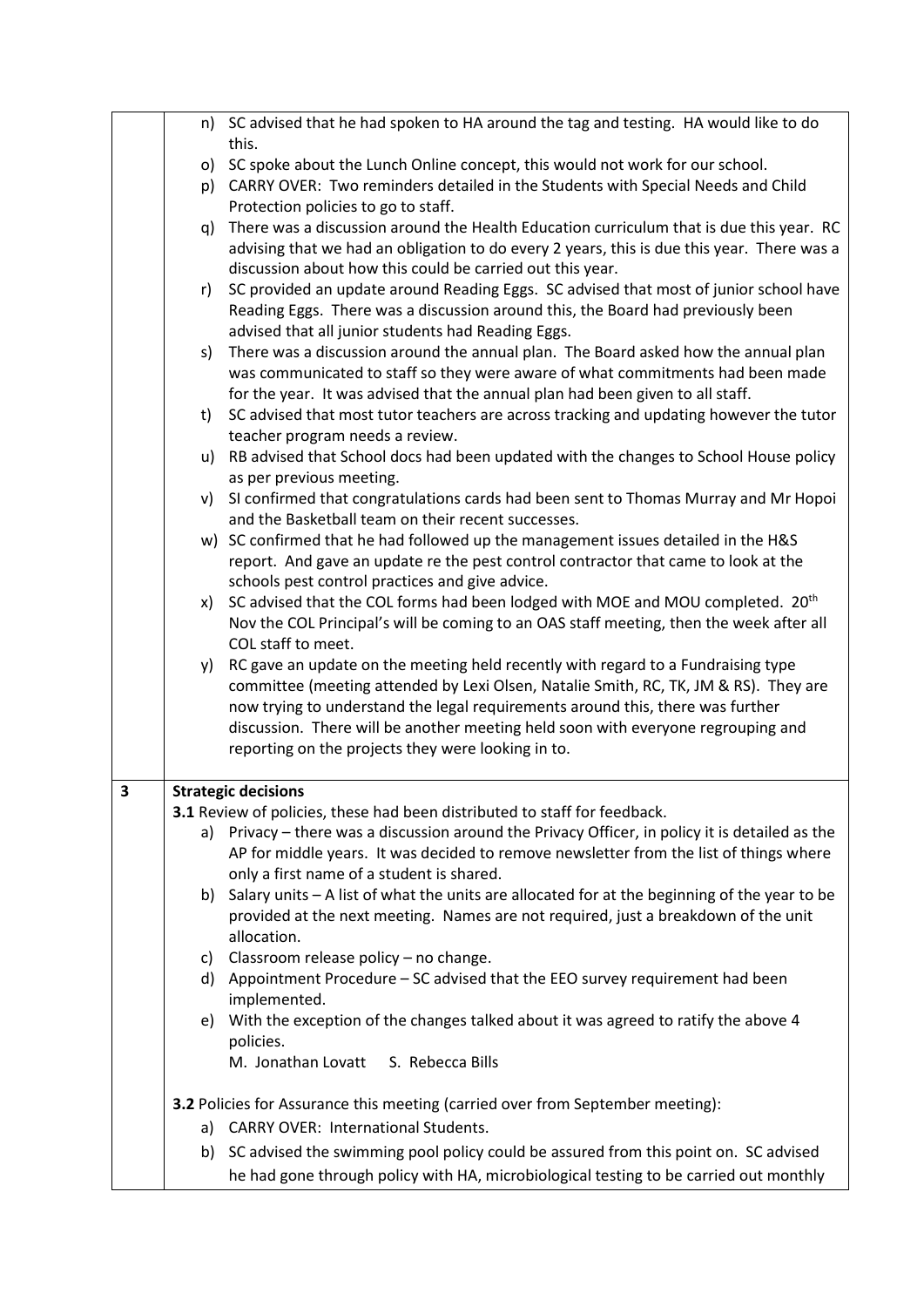| | |
|---|---|
| | n) SC advised that he had spoken to HA around the tag and testing. HA would like to do this.<br>o) SC spoke about the Lunch Online concept, this would not work for our school.<br>p) CARRY OVER: Two reminders detailed in the Students with Special Needs and Child Protection policies to go to staff.<br>q) There was a discussion around the Health Education curriculum that is due this year. RC advising that we had an obligation to do every 2 years, this is due this year. There was a discussion about how this could be carried out this year.<br>r) SC provided an update around Reading Eggs. SC advised that most of junior school have Reading Eggs. There was a discussion around this, the Board had previously been advised that all junior students had Reading Eggs.<br>s) There was a discussion around the annual plan. The Board asked how the annual plan was communicated to staff so they were aware of what commitments had been made for the year. It was advised that the annual plan had been given to all staff.<br>t) SC advised that most tutor teachers are across tracking and updating however the tutor teacher program needs a review.<br>u) RB advised that School docs had been updated with the changes to School House policy as per previous meeting.<br>v) SI confirmed that congratulations cards had been sent to Thomas Murray and Mr Hopoi and the Basketball team on their recent successes.<br>w) SC confirmed that he had followed up the management issues detailed in the H&S report. And gave an update re the pest control contractor that came to look at the schools pest control practices and give advice.<br>x) SC advised that the COL forms had been lodged with MOE and MOU completed. 20th Nov the COL Principal's will be coming to an OAS staff meeting, then the week after all COL staff to meet.<br>y) RC gave an update on the meeting held recently with regard to a Fundraising type committee (meeting attended by Lexi Olsen, Natalie Smith, RC, TK, JM & RS). They are now trying to understand the legal requirements around this, there was further discussion. There will be another meeting held soon with everyone regrouping and reporting on the projects they were looking in to. |
| **3** | **Strategic decisions**<br>**3.1** Review of policies, these had been distributed to staff for feedback.<br>a) Privacy – there was a discussion around the Privacy Officer, in policy it is detailed as the AP for middle years. It was decided to remove newsletter from the list of things where only a first name of a student is shared.<br>b) Salary units – A list of what the units are allocated for at the beginning of the year to be provided at the next meeting. Names are not required, just a breakdown of the unit allocation.<br>c) Classroom release policy – no change.<br>d) Appointment Procedure – SC advised that the EEO survey requirement had been implemented.<br>e) With the exception of the changes talked about it was agreed to ratify the above 4 policies.<br>M. Jonathan Lovatt S. Rebecca Bills<br><br>**3.2** Policies for Assurance this meeting (carried over from September meeting):<br>a) CARRY OVER: International Students.<br>b) SC advised the swimming pool policy could be assured from this point on. SC advised he had gone through policy with HA, microbiological testing to be carried out monthly |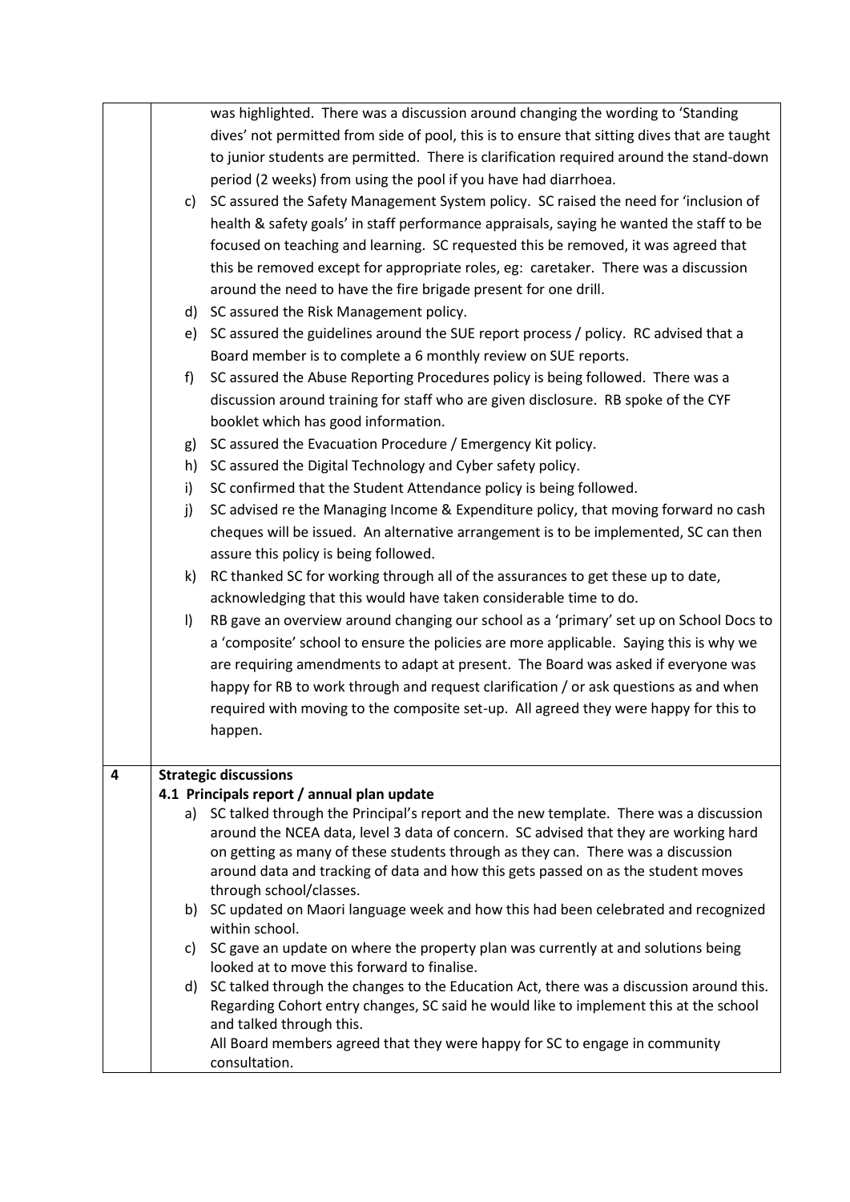| | |
|---|---|
| | was highlighted. There was a discussion around changing the wording to 'Standing dives' not permitted from side of pool, this is to ensure that sitting dives that are taught to junior students are permitted. There is clarification required around the stand-down period (2 weeks) from using the pool if you have had diarrhoea.<br>c) SC assured the Safety Management System policy. SC raised the need for 'inclusion of health & safety goals' in staff performance appraisals, saying he wanted the staff to be focused on teaching and learning. SC requested this be removed, it was agreed that this be removed except for appropriate roles, eg: caretaker. There was a discussion around the need to have the fire brigade present for one drill.<br>d) SC assured the Risk Management policy.<br>e) SC assured the guidelines around the SUE report process / policy. RC advised that a Board member is to complete a 6 monthly review on SUE reports.<br>f) SC assured the Abuse Reporting Procedures policy is being followed. There was a discussion around training for staff who are given disclosure. RB spoke of the CYF booklet which has good information.<br>g) SC assured the Evacuation Procedure / Emergency Kit policy.<br>h) SC assured the Digital Technology and Cyber safety policy.<br>i) SC confirmed that the Student Attendance policy is being followed.<br>j) SC advised re the Managing Income & Expenditure policy, that moving forward no cash cheques will be issued. An alternative arrangement is to be implemented, SC can then assure this policy is being followed.<br>k) RC thanked SC for working through all of the assurances to get these up to date, acknowledging that this would have taken considerable time to do.<br>l) RB gave an overview around changing our school as a 'primary' set up on School Docs to a 'composite' school to ensure the policies are more applicable. Saying this is why we are requiring amendments to adapt at present. The Board was asked if everyone was happy for RB to work through and request clarification / or ask questions as and when required with moving to the composite set-up. All agreed they were happy for this to happen. |
| 4 | **Strategic discussions**<br>**4.1 Principals report / annual plan update**<br>a) SC talked through the Principal's report and the new template. There was a discussion around the NCEA data, level 3 data of concern. SC advised that they are working hard on getting as many of these students through as they can. There was a discussion around data and tracking of data and how this gets passed on as the student moves through school/classes.<br>b) SC updated on Maori language week and how this had been celebrated and recognized within school.<br>c) SC gave an update on where the property plan was currently at and solutions being looked at to move this forward to finalise.<br>d) SC talked through the changes to the Education Act, there was a discussion around this. Regarding Cohort entry changes, SC said he would like to implement this at the school and talked through this.<br>All Board members agreed that they were happy for SC to engage in community consultation. |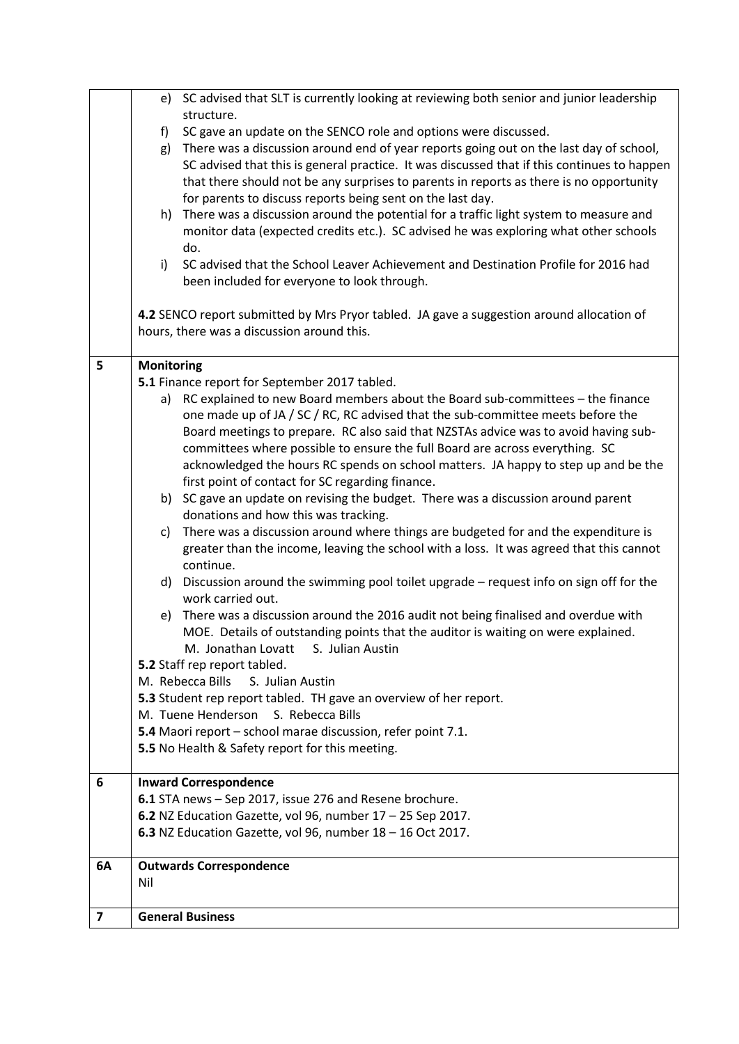| | |
|---|---|
| | e) SC advised that SLT is currently looking at reviewing both senior and junior leadership structure.<br>f) SC gave an update on the SENCO role and options were discussed.<br>g) There was a discussion around end of year reports going out on the last day of school, SC advised that this is general practice. It was discussed that if this continues to happen that there should not be any surprises to parents in reports as there is no opportunity for parents to discuss reports being sent on the last day.<br>h) There was a discussion around the potential for a traffic light system to measure and monitor data (expected credits etc.). SC advised he was exploring what other schools do.<br>i) SC advised that the School Leaver Achievement and Destination Profile for 2016 had been included for everyone to look through.<br><br>**4.2** SENCO report submitted by Mrs Pryor tabled. JA gave a suggestion around allocation of hours, there was a discussion around this. |
| **5** | **Monitoring**<br>**5.1** Finance report for September 2017 tabled.<br>a) RC explained to new Board members about the Board sub-committees – the finance one made up of JA / SC / RC, RC advised that the sub-committee meets before the Board meetings to prepare. RC also said that NZSTAs advice was to avoid having sub-committees where possible to ensure the full Board are across everything. SC acknowledged the hours RC spends on school matters. JA happy to step up and be the first point of contact for SC regarding finance.<br>b) SC gave an update on revising the budget. There was a discussion around parent donations and how this was tracking.<br>c) There was a discussion around where things are budgeted for and the expenditure is greater than the income, leaving the school with a loss. It was agreed that this cannot continue.<br>d) Discussion around the swimming pool toilet upgrade – request info on sign off for the work carried out.<br>e) There was a discussion around the 2016 audit not being finalised and overdue with MOE. Details of outstanding points that the auditor is waiting on were explained.<br>M. Jonathan Lovatt S. Julian Austin<br>**5.2** Staff rep report tabled.<br>M. Rebecca Bills S. Julian Austin<br>**5.3** Student rep report tabled. TH gave an overview of her report.<br>M. Tuene Henderson S. Rebecca Bills<br>**5.4** Maori report – school marae discussion, refer point 7.1.<br>**5.5** No Health & Safety report for this meeting. |
| **6** | **Inward Correspondence**<br>**6.1** STA news – Sep 2017, issue 276 and Resene brochure.<br>**6.2** NZ Education Gazette, vol 96, number 17 – 25 Sep 2017.<br>**6.3** NZ Education Gazette, vol 96, number 18 – 16 Oct 2017. |
| **6A** | **Outwards Correspondence**<br>Nil |
| **7** | **General Business** |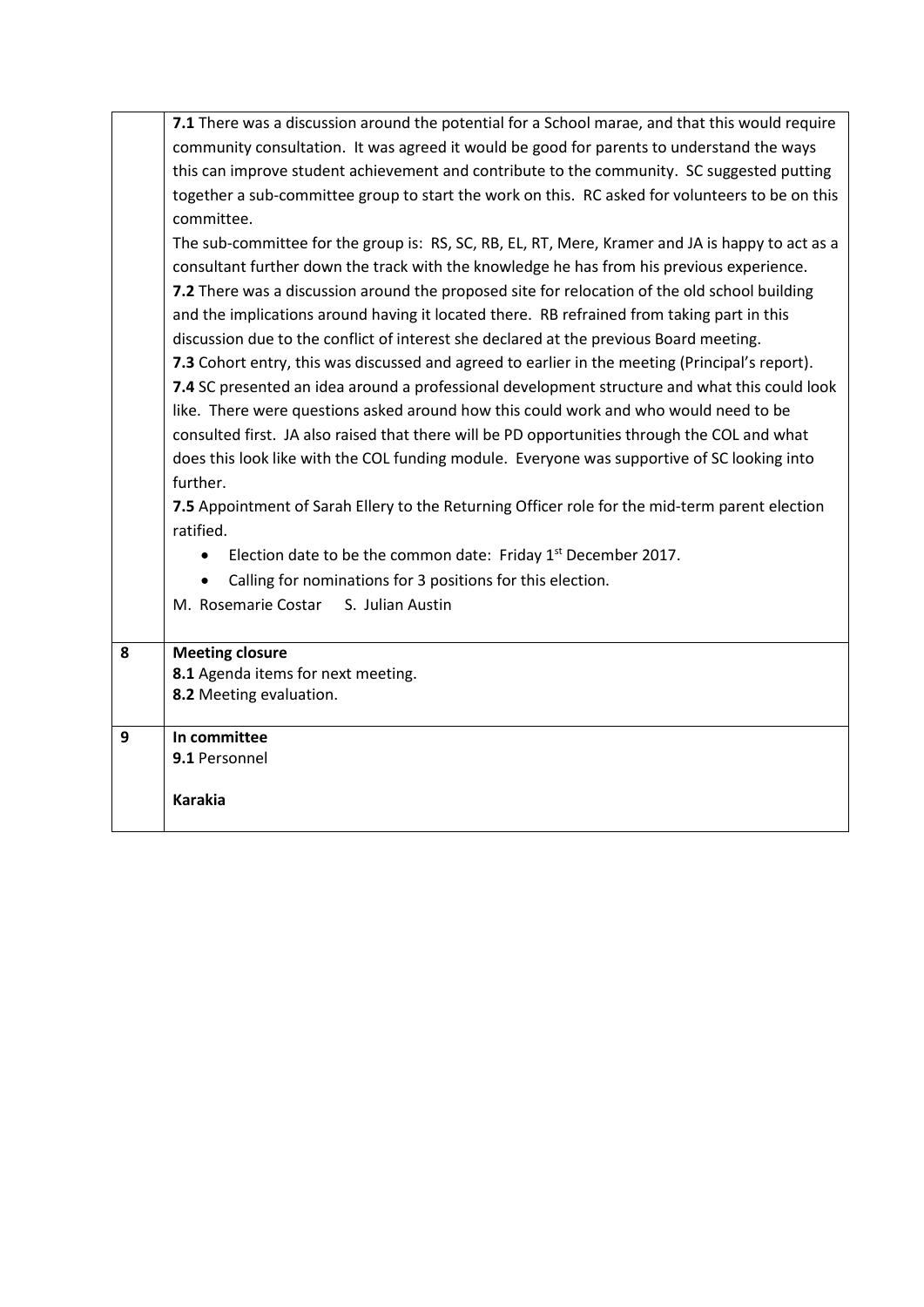| | |
|---|---|
| | **7.1** There was a discussion around the potential for a School marae, and that this would require community consultation. It was agreed it would be good for parents to understand the ways this can improve student achievement and contribute to the community. SC suggested putting together a sub-committee group to start the work on this. RC asked for volunteers to be on this committee.<br>The sub-committee for the group is: RS, SC, RB, EL, RT, Mere, Kramer and JA is happy to act as a consultant further down the track with the knowledge he has from his previous experience.<br>**7.2** There was a discussion around the proposed site for relocation of the old school building and the implications around having it located there. RB refrained from taking part in this discussion due to the conflict of interest she declared at the previous Board meeting.<br>**7.3** Cohort entry, this was discussed and agreed to earlier in the meeting (Principal's report).<br>**7.4** SC presented an idea around a professional development structure and what this could look like. There were questions asked around how this could work and who would need to be consulted first. JA also raised that there will be PD opportunities through the COL and what does this look like with the COL funding module. Everyone was supportive of SC looking into further.<br>**7.5** Appointment of Sarah Ellery to the Returning Officer role for the mid-term parent election ratified.<br>• Election date to be the common date: Friday 1st December 2017.<br>• Calling for nominations for 3 positions for this election.<br>M. Rosemarie Costar S. Julian Austin |
| **8** | **Meeting closure**<br>**8.1** Agenda items for next meeting.<br>**8.2** Meeting evaluation. |
| **9** | **In committee**<br>**9.1** Personnel<br><br>**Karakia** |